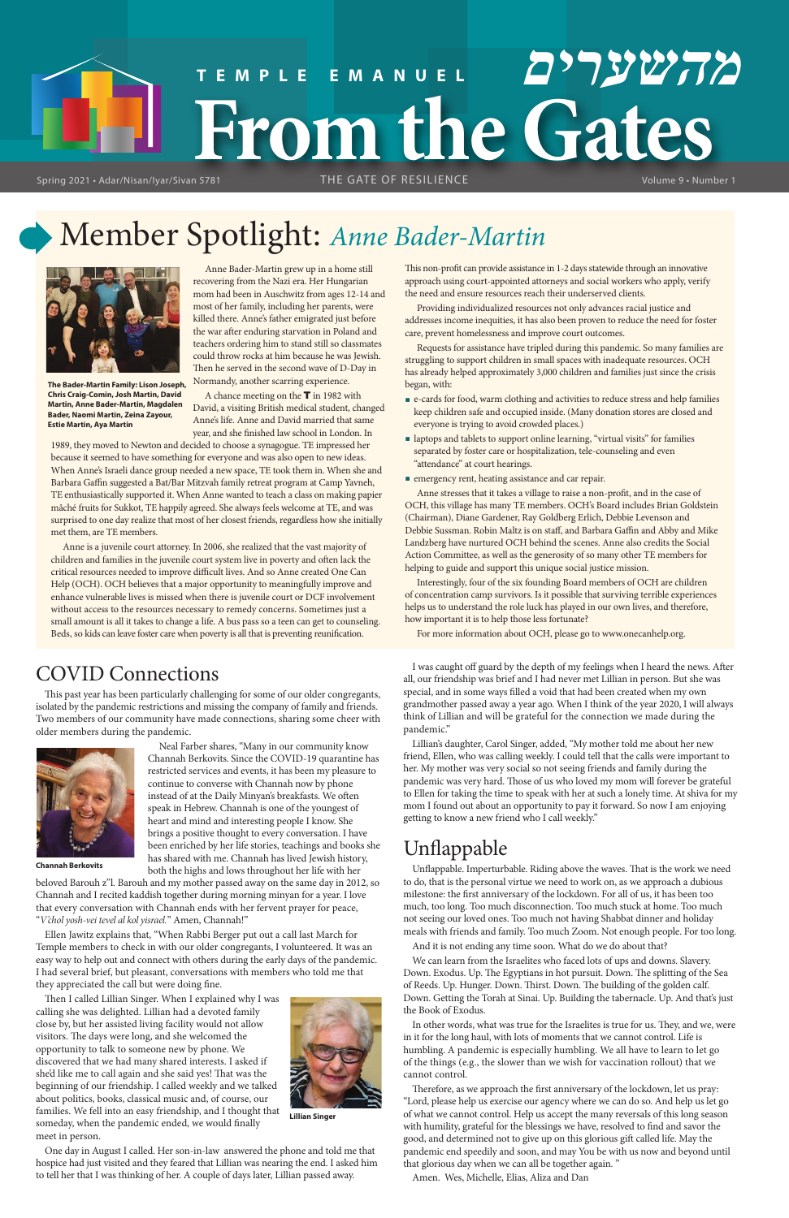# TEMPLE EMANUEL From the Gates מהשערים

Spring 2021 • Adar/Nisan/Iyar/Sivan 5781 — THE GATE OF RESILIENCE — Volume 9 • Number 1

## Member Spotlight: *Anne Bader-Martin*

**The Bader-Martin Family: Lison Joseph, Chris Craig-Comin, Josh Martin, David Martin, Anne Bader-Martin, Magdalen Bader, Naomi Martin, Zeina Zayour, Estie Martin, Aya Martin**

Anne Bader-Martin grew up in a home still recovering from the Nazi era. Her Hungarian mom had been in Auschwitz from ages 12-14 and most of her family, including her parents, were killed there. Anne's father emigrated just before the war after enduring starvation in Poland and teachers ordering him to stand still so classmates could throw rocks at him because he was Jewish. Then he served in the second wave of D-Day in Normandy, another scarring experience.

A chance meeting on the **T** in 1982 with David, a visiting British medical student, changed Anne's life. Anne and David married that same year, and she finished law school in London. In 1989, they moved to Newton and decided to choose a synagogue. TE impressed her because it seemed to have something for everyone and was also open to new ideas. When Anne's Israeli dance group needed a new space, TE took them in. When she and Barbara Gaffin suggested a Bat/Bar Mitzvah family retreat program at Camp Yavneh, TE enthusiastically supported it. When Anne wanted to teach a class on making papier mâché fruits for Sukkot, TE happily agreed. She always feels welcome at TE, and was surprised to one day realize that most of her closest friends, regardless how she initially met them, are TE members.

Anne is a juvenile court attorney. In 2006, she realized that the vast majority of children and families in the juvenile court system live in poverty and often lack the critical resources needed to improve difficult lives. And so Anne created One Can Help (OCH). OCH believes that a major opportunity to meaningfully improve and enhance vulnerable lives is missed when there is juvenile court or DCF involvement without access to the resources necessary to remedy concerns. Sometimes just a small amount is all it takes to change a life. A bus pass so a teen can get to counseling. Beds, so kids can leave foster care when poverty is all that is preventing reunification.

This non-profit can provide assistance in 1-2 days statewide through an innovative approach using court-appointed attorneys and social workers who apply, verify the need and ensure resources reach their underserved clients.

Providing individualized resources not only advances racial justice and addresses income inequities, it has also been proven to reduce the need for foster care, prevent homelessness and improve court outcomes.

Requests for assistance have tripled during this pandemic. So many families are struggling to support children in small spaces with inadequate resources. OCH has already helped approximately 3,000 children and families just since the crisis began, with:

- e-cards for food, warm clothing and activities to reduce stress and help families keep children safe and occupied inside. (Many donation stores are closed and everyone is trying to avoid crowded places.)
- laptops and tablets to support online learning, "virtual visits" for families separated by foster care or hospitalization, tele-counseling and even "attendance" at court hearings.
- emergency rent, heating assistance and car repair.

Anne stresses that it takes a village to raise a non-profit, and in the case of OCH, this village has many TE members. OCH's Board includes Brian Goldstein (Chairman), Diane Gardener, Ray Goldberg Erlich, Debbie Levenson and Debbie Sussman. Robin Maltz is on staff, and Barbara Gaffin and Abby and Mike Landzberg have nurtured OCH behind the scenes. Anne also credits the Social Action Committee, as well as the generosity of so many other TE members for helping to guide and support this unique social justice mission.

Interestingly, four of the six founding Board members of OCH are children of concentration camp survivors. Is it possible that surviving terrible experiences helps us to understand the role luck has played in our own lives, and therefore, how important it is to help those less fortunate?

For more information about OCH, please go to www.onecanhelp.org.

## COVID Connections

This past year has been particularly challenging for some of our older congregants, isolated by the pandemic restrictions and missing the company of family and friends. Two members of our community have made connections, sharing some cheer with older members during the pandemic.

**Channah Berkovits**

Neal Farber shares, "Many in our community know Channah Berkovits. Since the COVID-19 quarantine has restricted services and events, it has been my pleasure to continue to converse with Channah now by phone instead of at the Daily Minyan's breakfasts. We often speak in Hebrew. Channah is one of the youngest of heart and mind and interesting people I know. She brings a positive thought to every conversation. I have been enriched by her life stories, teachings and books she has shared with me. Channah has lived Jewish history, both the highs and lows throughout her life with her beloved Barouh z"l. Barouh and my mother passed away on the same day in 2012, so Channah and I recited kaddish together during morning minyan for a year. I love that every conversation with Channah ends with her fervent prayer for peace, "*V'chol yosh-vei tevel al kol yisrael.*" Amen, Channah!"

Ellen Jawitz explains that, "When Rabbi Berger put out a call last March for Temple members to check in with our older congregants, I volunteered. It was an easy way to help out and connect with others during the early days of the pandemic. I had several brief, but pleasant, conversations with members who told me that they appreciated the call but were doing fine.

Then I called Lillian Singer. When I explained why I was calling she was delighted. Lillian had a devoted family close by, but her assisted living facility would not allow visitors. The days were long, and she welcomed the opportunity to talk to someone new by phone. We discovered that we had many shared interests. I asked if she'd like me to call again and she said yes! That was the beginning of our friendship. I called weekly and we talked about politics, books, classical music and, of course, our families. We fell into an easy friendship, and I thought that someday, when the pandemic ended, we would finally meet in person.

**Lillian Singer**

One day in August I called. Her son-in-law answered the phone and told me that hospice had just visited and they feared that Lillian was nearing the end. I asked him to tell her that I was thinking of her. A couple of days later, Lillian passed away.

I was caught off guard by the depth of my feelings when I heard the news. After all, our friendship was brief and I had never met Lillian in person. But she was special, and in some ways filled a void that had been created when my own grandmother passed away a year ago. When I think of the year 2020, I will always think of Lillian and will be grateful for the connection we made during the pandemic."

Lillian's daughter, Carol Singer, added, "My mother told me about her new friend, Ellen, who was calling weekly. I could tell that the calls were important to her. My mother was very social so not seeing friends and family during the pandemic was very hard. Those of us who loved my mom will forever be grateful to Ellen for taking the time to speak with her at such a lonely time. At shiva for my mom I found out about an opportunity to pay it forward. So now I am enjoying getting to know a new friend who I call weekly."

## Unflappable

Unflappable. Imperturbable. Riding above the waves. That is the work we need to do, that is the personal virtue we need to work on, as we approach a dubious milestone: the first anniversary of the lockdown. For all of us, it has been too much, too long. Too much disconnection. Too much stuck at home. Too much not seeing our loved ones. Too much not having Shabbat dinner and holiday meals with friends and family. Too much Zoom. Not enough people. For too long.

And it is not ending any time soon. What do we do about that?

We can learn from the Israelites who faced lots of ups and downs. Slavery. Down. Exodus. Up. The Egyptians in hot pursuit. Down. The splitting of the Sea of Reeds. Up. Hunger. Down. Thirst. Down. The building of the golden calf. Down. Getting the Torah at Sinai. Up. Building the tabernacle. Up. And that's just the Book of Exodus.

In other words, what was true for the Israelites is true for us. They, and we, were in it for the long haul, with lots of moments that we cannot control. Life is humbling. A pandemic is especially humbling. We all have to learn to let go of the things (e.g., the slower than we wish for vaccination rollout) that we cannot control.

Therefore, as we approach the first anniversary of the lockdown, let us pray: "Lord, please help us exercise our agency where we can do so. And help us let go of what we cannot control. Help us accept the many reversals of this long season with humility, grateful for the blessings we have, resolved to find and savor the good, and determined not to give up on this glorious gift called life. May the pandemic end speedily and soon, and may You be with us now and beyond until that glorious day when we can all be together again. "

Amen. Wes, Michelle, Elias, Aliza and Dan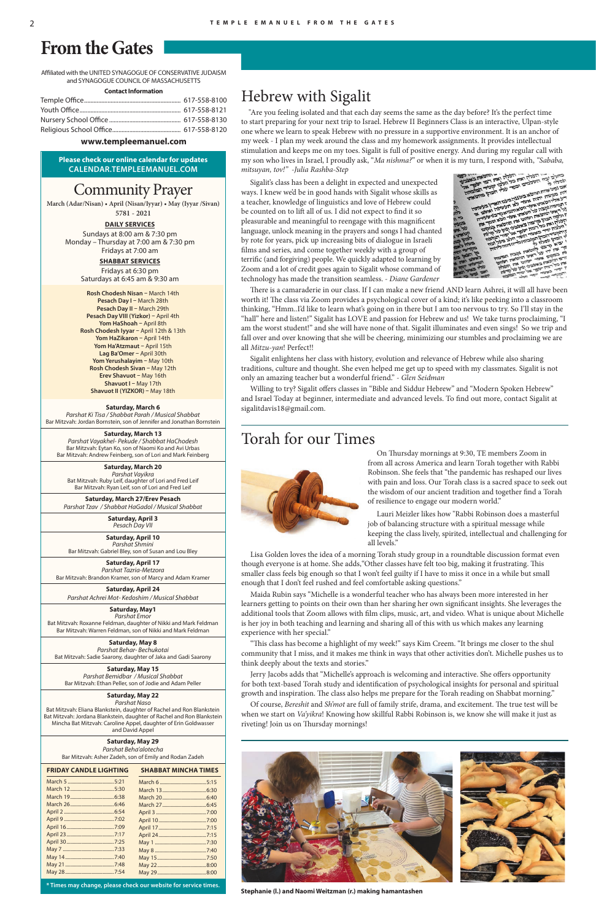# From the Gates

Affiliated with the UNITED SYNAGOGUE OF CONSERVATIVE JUDAISM and SYNAGOGUE COUNCIL OF MASSACHUSETTS

**Contact Information**

| | |
|---|---|
| Temple Office | 617-558-8100 |
| Youth Office | 617-558-8121 |
| Nursery School Office | 617-558-8130 |
| Religious School Office | 617-558-8120 |

**www.templeemanuel.com**

**Please check our online calendar for updates**
**CALENDAR.TEMPLEEMANUEL.COM**

## Community Prayer

**March (Adar/Nisan) • April (Nisan/Iyyar) • May (Iyyar /Sivan)**
**5781 - 2021**

**DAILY SERVICES**
Sundays at 8:00 am & 7:30 pm
Monday – Thursday at 7:00 am & 7:30 pm
Fridays at 7:00 am

**SHABBAT SERVICES**
Fridays at 6:30 pm
Saturdays at 6:45 am & 9:30 am

**Rosh Chodesh Nisan** – March 14th
**Pesach Day I** – March 28th
**Pesach Day II** – March 29th
**Pesach Day VIII (Yizkor)** – April 4th
**Yom HaShoah** – April 8th
**Rosh Chodesh Iyyar** – April 12th & 13th
**Yom HaZikaron** – April 14th
**Yom Ha'Atzmaut** – April 15th
**Lag Ba'Omer** – April 30th
**Yom Yerushalayim** – May 10th
**Rosh Chodesh Sivan** – May 12th
**Erev Shavuot** – May 16th
**Shavuot I** – May 17th
**Shavuot II (YIZKOR)** – May 18th

**Saturday, March 6**
*Parshat Ki Tisa / Shabbat Parah / Musical Shabbat*
Bar Mitzvah: Jordan Bornstein, son of Jennifer and Jonathan Bornstein

**Saturday, March 13**
*Parshat Vayakhel- Pekude / Shabbat HaChodesh*
Bar Mitzvah: Eytan Ko, son of Naomi Ko and Avi Urbas
Bar Mitzvah: Andrew Feinberg, son of Lori and Mark Feinberg

**Saturday, March 20**
*Parshat Vayikra*
Bat Mitzvah: Ruby Leif, daughter of Lori and Fred Leif
Bar Mitzvah: Ryan Leif, son of Lori and Fred Leif

**Saturday, March 27/Erev Pesach**
*Parshat Tzav / Shabbat HaGadol / Musical Shabbat*

**Saturday, April 3**
*Pesach Day VII*

**Saturday, April 10**
*Parshat Shmini*
Bar Mitzvah: Gabriel Bley, son of Susan and Lou Bley

**Saturday, April 17**
*Parshat Tazria-Metzora*
Bar Mitzvah: Brandon Kramer, son of Marcy and Adam Kramer

**Saturday, April 24**
*Parshat Achrei Mot- Kedoshim / Musical Shabbat*

**Saturday, May1**
*Parshat Emor*
Bat Mitzvah: Roxanne Feldman, daughter of Nikki and Mark Feldman
Bar Mitzvah: Warren Feldman, son of Nikki and Mark Feldman

**Saturday, May 8**
*Parshat Behar- Bechukotai*
Bat Mitzvah: Sadie Saarony, daughter of Jaka and Gadi Saarony

**Saturday, May 15**
*Parshat Bemidbar / Musical Shabbat*
Bar Mitzvah: Ethan Peller, son of Jodie and Adam Peller

**Saturday, May 22**
*Parshat Naso*
Bat Mitzvah: Eliana Blankstein, daughter of Rachel and Ron Blankstein
Bat Mitzvah: Jordana Blankstein, daughter of Rachel and Ron Blankstein
Mincha Bat Mitzvah: Caroline Appel, daughter of Erin Goldwasser and David Appel

**Saturday, May 29**
*Parshat Beha'alotecha*
Bar Mitzvah: Asher Zadeh, son of Emily and Rodan Zadeh

| FRIDAY CANDLE LIGHTING | | SHABBAT MINCHA TIMES | |
|---|---|---|---|
| March 5 | 5:21 | March 6 | 5:15 |
| March 12 | 5:30 | March 13 | 6:30 |
| March 19 | 6:38 | March 20 | 6:40 |
| March 26 | 6:46 | March 27 | 6:45 |
| April 2 | 6:54 | April 3 | 7:00 |
| April 9 | 7:02 | April 10 | 7:00 |
| April 16 | 7:09 | April 17 | 7:15 |
| April 23 | 7:17 | April 24 | 7:15 |
| April 30 | 7:25 | May 1 | 7:30 |
| May 7 | 7:33 | May 8 | 7:40 |
| May 14 | 7:40 | May 15 | 7:50 |
| May 21 | 7:48 | May 22 | 8:00 |
| May 28 | 7:54 | May 29 | 8:00 |

**\* Times may change, please check our website for service times.**

# Hebrew with Sigalit

"Are you feeling isolated and that each day seems the same as the day before? It's the perfect time to start preparing for your next trip to Israel. Hebrew II Beginners Class is an interactive, Ulpan-style one where we learn to speak Hebrew with no pressure in a supportive environment. It is an anchor of my week - I plan my week around the class and my homework assignments. It provides intellectual stimulation and keeps me on my toes. Sigalit is full of positive energy. And during my regular call with my son who lives in Israel, I proudly ask, "*Ma nishma?*" or when it is my turn, I respond with, *"Sababa, mitsuyan, tov!"* -*Julia Rashba-Step*

Sigalit's class has been a delight in expected and unexpected ways. I knew we'd be in good hands with Sigalit whose skills as a teacher, knowledge of linguistics and love of Hebrew could be counted on to lift all of us. I did not expect to find it so pleasurable and meaningful to reengage with this magnificent language, unlock meaning in the prayers and songs I had chanted by rote for years, pick up increasing bits of dialogue in Israeli films and series, and come together weekly with a group of terrific (and forgiving) people. We quickly adapted to learning by Zoom and a lot of credit goes again to Sigalit whose command of technology has made the transition seamless. - *Diane Gardener*

There is a camaraderie in our class. If I can make a new friend AND learn Ashrei, it will all have been worth it! The class via Zoom provides a psychological cover of a kind; it's like peeking into a classroom thinking, "Hmm..I'd like to learn what's going on in there but I am too nervous to try. So I'll stay in the "hall" here and listen!" Sigalit has LOVE and passion for Hebrew and us! We take turns proclaiming, "I am the worst student!" and she will have none of that. Sigalit illuminates and even sings! So we trip and fall over and over knowing that she will be cheering, minimizing our stumbles and proclaiming we are all *Mitzu-yan*! Perfect!!

Sigalit enlightens her class with history, evolution and relevance of Hebrew while also sharing traditions, culture and thought. She even helped me get up to speed with my classmates. Sigalit is not only an amazing teacher but a wonderful friend." - *Glen Seidman*

Willing to try? Sigalit offers classes in "Bible and Siddur Hebrew" and "Modern Spoken Hebrew" and Israel Today at beginner, intermediate and advanced levels. To find out more, contact Sigalit at sigalitdavis18@gmail.com.

# Torah for our Times

On Thursday mornings at 9:30, TE members Zoom in from all across America and learn Torah together with Rabbi Robinson. She feels that "the pandemic has reshaped our lives with pain and loss. Our Torah class is a sacred space to seek out the wisdom of our ancient tradition and together find a Torah of resilience to engage our modern world."

Lauri Meizler likes how "Rabbi Robinson does a masterful job of balancing structure with a spiritual message while keeping the class lively, spirited, intellectual and challenging for all levels."

Lisa Golden loves the idea of a morning Torah study group in a roundtable discussion format even though everyone is at home. She adds,"Other classes have felt too big, making it frustrating. This smaller class feels big enough so that I won't feel guilty if I have to miss it once in a while but small enough that I don't feel rushed and feel comfortable asking questions."

Maida Rubin says "Michelle is a wonderful teacher who has always been more interested in her learners getting to points on their own than her sharing her own significant insights. She leverages the additional tools that Zoom allows with film clips, music, art, and video. What is unique about Michelle is her joy in both teaching and learning and sharing all of this with us which makes any learning experience with her special."

"This class has become a highlight of my week!" says Kim Creem. "It brings me closer to the shul community that I miss, and it makes me think in ways that other activities don't. Michelle pushes us to think deeply about the texts and stories."

Jerry Jacobs adds that "Michelle's approach is welcoming and interactive. She offers opportunity for both text-based Torah study and identification of psychological insights for personal and spiritual growth and inspiration. The class also helps me prepare for the Torah reading on Shabbat morning."

Of course, *Bereshit* and *Sh'mot* are full of family strife, drama, and excitement. The true test will be when we start on *Va'yikra*! Knowing how skillful Rabbi Robinson is, we know she will make it just as riveting! Join us on Thursday mornings!

**Stephanie (l.) and Naomi Weitzman (r.) making hamantashen**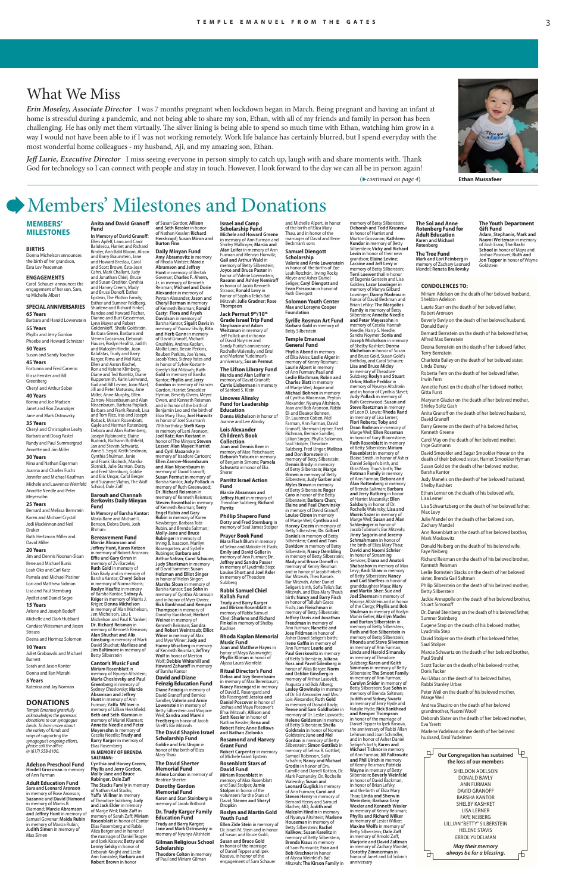# What We Miss

*Erin Moseley, Associate Director* I was 7 months pregnant when lockdown began in March. Being pregnant and having an infant at home is stressful during a pandemic, and not being able to share my son, Ethan, with all of my friends and family in person has been challenging. He has only met them virtually. The silver lining is being able to spend so much time with Ethan, watching him grow in a way I would not have been able to if I was not working remotely. Work life balance has certainly blurred, but I greatly enjoyed the virtual world with the most wonderful home colleagues - my husband, Aji, and my amazing son, Ethan.

*Jeff Lurie, Executive Director* I miss seeing everyone in person simply to catch up, laugh with and share moments with. Thank God for technology so I can connect with people and stay in touch. However, I look forward to the day we can all be in person again!

(*continued on page 4*)

Ethan Mussafeer

# Members' Milestones and Donations

## MEMBERS' MILESTONES

### BIRTHS

Donna Michelson announces the birth of her grandson, Ezra Lev Peaceman

### ENGAGEMENTS

Carol Schauer announces the engagement of her son, Sam, to Michelle Albert

### SPECIAL ANNIVERSARIES

**65 Years**
Barbara and Harold Lowenstein

**55 Years**
Phyllis and Jerry Gordon
Phoebe and Howard Schnitzer

**50 Years**
Susan and Sandy Toochin

**45 Years**
Fortunna and Fred Carreiro
Elissa Fenster and Bill Greenberg
Cheryl and Arthur Sober

**40 Years**
Ilonna and Joe Madsen
Janet and Ron Zwanziger
Jane and Mark Ostrowsky

**35 Years**
Cheryl and Christopher Leahy
Barbara and Doug Pastel
Randy and Paul Summergrad
Annette and Jim Miller

**30 Years**
Nina and Nathan Eigerman
Joanna and Charles Fuchs
Jennifer and Michael Kaufman
Michele and Lawrence Weinfeld
Annette Needle and Peter Meyersohn

**25 Years**
Bernard and Melissa Bernstein
Karen and Michael Crystal
Jodi Mackinnon and Neil Druker
Ruth Hertzman Miller and David Miller

**20 Years**
Jim and Dennis Noonan-Sloan
Ilene and Michael Bunis
Leah Oko and Carl Katz
Pamela and Michael Pistiner
Lori and Matthew Sidman
Lisa and Paul Sternburg
Ayellet and Daniel Segre

**15 Years**
Arlene and Joseph Bodoff
Michelle and Clark Hubbard
Candace Weissman and Jason Strauss
Deena and Hormoz Solomon

**10 Years**
Juliet Grabowski and Michael Barnett
Sarah and Jason Konter
Donna and Ilan Mizrahi

**5 Years**
Katerina and Jay Norman

## DONATIONS

*Temple Emanuel gratefully acknowledges the generous donations to our synagogue funds. To learn more about the variety of funds and ways of supporting the synagogue's ongoing efforts, please call the office @ (617) 558-8100.*

### Adelson Preschool Fund
**Hindell Grossman** in memory of Ann Furman

### Adult Education Fund
**Sara and Leonard Aronson** in memory of Rose Aronson; **Suzanne and David Diamond** in memory of Morris B. Diamond; **Marcie Abramson and Jeffrey Hunt** in memory of Samuel Govenar; **Maida Rubin** in memory of Marcia Rubin; **Judith Simen** in memory of Max Simen

### Anita and David Granoff Fund
**In Memory of David Granoff:** Ellen Apfelf, Lano and Carol Balulescu, Harriet and Richard Binder, Ann Bald Bloom, Alison and Barry Braunstein, Jane and Howard Breslau, Carol and Scott Brown, Esta-Jean Cahn, Mark Challant, Judy and Jonathan Chiel, Bruce and Susan Creditor, Cynthia and Harvey Creem, Mady and Bruce Donoff, Esther Epstein, The Plotkin Family, Esther and Sumner Feldberg, Sharlene and Richard Finkel, Randee and Howard Fischer, Dianne and Burt Gesserman, Lynn Mayer and Robert Goldenkoff, Sheila Goldstein, Barbara Green, Barbara and Steven Grossman, Deborah Hauser, Roslyn Heafitz, Judith and Malcolm Hindin, Joan Kalafatas, Trudy and Barry Karger, Rima and Mel Katz, Ellen and Aaron Kischel, Ron and Helene Klimberg, Diane and Ted Korelitz, Diane Kuppersmith, Karin Leinwand, Gail and Bill Levine, Joan Mael, Jill and Peter Matusow, Jane Miller, Anne Murphy, Ellen Zarrow-Nissenbaum and Alan Nissenbaum, Barbara Poplack, Barbara and Frank Resnek, Lisa and Tom Rice, Iras and Joseph Roback, Miriam Rosenblatt, Gayle and Herman Rottenberg, Debora and Alan Rottenberg, Joseph Rubinovitz, Elaine Rudnick, Ruthann Ruthfield, Jan and Steven Schwartz, Anne S. Segal, Keith Seidman, Cynthia Shulman, Janie and Frank Skolnick, Marsha Slotnick, Julie Stanton, Dotty and Fred Sternburg, Goldie and Eric Ungar, Carol Berger and Suzanne Vlahos, The Wolf School, Dale Zaff

### Barouh and Channah Berkovits Daily Minyan Fund
**In Memory of Barsha Kantor:** Marla Bane and Michael L. Benson, Debra Davis, Josh Rhmani

### Bereavement Fund
**Marcie Abramson and Jeffrey Hunt, Karen Kotzen** in memory of Robert Aronson; **Effie and Gary Orren** in memory of Zvi Barzelai; **Ruth Gold** in memory of Don Bavly and in memory of Barsha Kantor; **Cheryl Sober** in memory of Norma Harris; **Roslyn Heafitz** in memory of Barsha Kantor; **Sidney A. Kriger** in memory of Morris J. Kriger; **Donna Michelson** in memory of Alan Michelson, Jen Michelson, Lou I. Michelson and Paul R. Yanker; **Dr. Richard Reisman** in memory of Kenneth Reisman; **Alan Shuchat and Alix Ginsburg** in memory of Mark David Shuchat; **Marliese and Jim Baltimore** in memory of Betty Silberstein

### Cantor's Music Fund
**Miriam Rosenblatt** in memory of Nyunya Altshtein; **Marla Chaclousky and Paul Greenberg** in memory of Sydney Chaclousky; **Marcie Abramson and Jeffrey Hunt** in memory of Ann Furman; **Yaffa Willner** in memory of Lillian Hershfield; **Beth and Seth Kessler** in memory of Muriel Klarman; **Annette Needle and Peter Meyersohn** in memory of Cecelia Needle; **Trudy and Barry Karger** in memory of Elias Rosenberg

**IN MEMORY OF BRENDA SALTMAN:**
**Cynthia and Harvey Creem, Phyllis and Jerry Gordon, Molly-Jane and Bruce Rubinger, Dale Zaff**

**The Stacks Family** in memory of Nathan Karl Stacks; **Yaffa Willner** in memory of Theodore Sulzberg; **Judy and Jack Elder** in memory of Marge Weil; **Dale Zaff** in memory of Sarah Zaff; **Miriam Rosenblatt** in honor of Cantor Elias Rosenberg and Rabbi Aliza Berger and in honor of the marriage of Daniel Tepper and Ipek Kosova; **Betty and Lenny Selsky** in honor of Deborah Knight and Leslie Ann Gonzalez; **Barbara and Robert Brown** in honor of Susan Gordon; **Allison and Seth Kessler** in honor of Nathan Kessler; **Richard Hershcopf; Susan Miron and Burton Fine**

### Daily Minyan Fund
**Amy Abramovitz** in memory of Rhoda Mintzer; **Marcie Abramson and Jeffrey Hunt** in memory of Bertah Govenar; **Charles F. Ahern, Jr.** in memory of Kenneth Reisman; **Michael and Dorie Alexander** in memory of Peyton Alexander; **Jason and Cheryl Berman** in memory of Kenneth Reisman; **Ronald Casty; Flora and Aryeh Davidson** in memory of Barsha Kantor; **Sigalit Davis** in memory of Yaacov Shvily; **Rita and Herb Gann** in memory of David Granoff, Michael Grushkin, Andrea Kaplan, Mollie Liner, Bessie Perkins, Reuben Perkins, Joe Yanes, Jacob Yates, Sidney Yates and in honor of Sylvie Kostant-Greely's Bat Mitzvah; **Ruth Gold** in memory of Barsha Kantor; **Phyllis and Jerry Gordon** in memory of Frances Gordon, Harriet Smookler Hyman, Beverly Owen, Meyer Owen, and Kenneth Reisman and in honor of the birth of Benjamin Leo and the birth of Eliza Mary Thau; **Joel Hurwitz** in honor of Joel Sussman's 70th birthday; **Steffi Karp** in memory of Leni Aronson; **Joel Katz; Ann Kostant** in honor of The Minyan; **Steven Lesser; Alan Mayer; Harriet and Cyril Mazansky** in memory of Issadore Cartoon; **Ellen Zarrow-Nissenbaum and Alan Nissenbaum** in memory of David Granoff; **Susan Permut** in memory of Barsha Kantor; **Judy Pollack** in memory of Ruth Greenwood; **Dr. Richard Reisman** in memory of Kenneth Reisman; **Steven Rosenthal** in memory of Kenneth Reisman; **Terry Engel Rubin and Gary Rubin** in memory of Karen Newberger, Barbara Tobi Rubin, and Brenda Saltman; **Molly-Jane and Bruce Rubinger** in memory of Irving B. Isaacson, Marilyn Rosengarten, and Sydelle Rubinger; **Barbara and Arthur Safran; Carol Schauer; Judy Shankman** in memory of David Sommer; **Susan Holzman and Elliot Singer** in honor of Helen Singer; **Marsha Sloan** in memory of Barsha Kantor; **Sue Sohn** in memory of Cynthia Abramson and in honor of Myer Owens; **Rick Bankhead and Kemper Thompson** in memory of Dorothy Bankhead; **Herbert Weiner** in memory of Kenneth Reisman; **Sandra and Robert Weintraub; Elliot Winer** in memory of Max and Myer Winer; **Judy and Harvey Wisberg** in memory of Kenneth Reisman; **Jeffrey Wolf** in honor of Merton Wolf; **Debbie Whitehill and Howard Zaharoff** in memory of Barsha Kantor

### David and Diane Feinzig Education Fund
**Diane Feinzig** in memory of David Granoff and Bernice Sandler; **Valerie and Arnie Lowenstein** in memory of Betty Silberstein and Marjorie Weil; **Sandra and Marvin Fredberg** in honor of Jacob Sheff's Bar Mitzvah

### The David Shapiro Israel Scholarship Fund
**Goldie and Eric Ungar** in honor of the birth of Eliza Mary Thau

### The David Shertzer Memorial Fund
**Arlene London** in memory of Beatrice Shertzer

### Dorothy Gordon Memorial Fund
**Karen and Stan Steinberg** in memory of Jacob Britbord

### Dr. Trudy Karger Family Education Fund
**Trudy and Barry Karger; Jane and Mark Ostrowsky** in memory of Nyunya Altshtein

### Gilman Religious School Scholarship
**Theodore Colton** in memory of Paul and Miriam Gilman

### Israel and Camp Scholarship Fund
**Michele and Howard Greene** in memory of Ann Furman and Shirley Mallinger; **Marcia and Alan Leifer** in memory of Ann Furman and Mervyn Hurvitz; **Gail and Arthur Wald** in memory of Betty Silberstein; **Joyce and Bruce Pastor** in honor of Valerie Lowenstein; **Reuven and Ashley Nemiroff** in honor of Jacob Kenneth Strauss; **Ronald Levy** in honor of Sophia Telio's Bat Mitzvah; **Julie Gradner; Rose Thompson**

### Jack Permut 9th/10th Grade Israel Trip Fund
**Stephanie and Adam Weitzman** in memory of Jeff Follick and in honor of David Nayer and Sandy Puritz's anniversary, Rochelle Walensky and Errol and Marlene Yudelman's anniversary; **Susan Permut**

### The Lifson Library Fund
**Marcia and Alan Leifer** in memory of David Granoff; **Carrie Lieberman** in memory of Sanford S. Klein

### Linowes Alinsky Fund for Leadership Education
**Donna Michelson** in honor of Joanne and Lee Alinsky

### Lois Alexander Children's Book Collection
**Joan and Dennis Beer** in memory of Mae Fleischauer; **Deborah Yoburn** in memory of Benjamin Simons; **Pamela Schwartz** in honor of Elia Sherer

### Parritz Israel Action Fund
**Marcie Abramson and Jeffrey Hunt** in memory of Theodore Sulzberg; **Richard Parritz**

### Phillip Shapero Fund
**Dotty and Fred Sternburg** in memory of Saul James Stolper

### Prayer Book Fund
**Mara Flash Blum** in memory of Selma and Malcolm H. Flash; **Emily and David Geller** in memory of Ann Furman; **Dr. Jeffrey and Sandra Passer** in memory of Lyudmila Step; **Louise Short and Joel Axler** in memory of Theodore Sulzberg

### Rabbi Samuel Chiel Kallah Fund
**Trudy and Barry Karger and Miriam Rosenblatt** in memory of Rabbi Samuel Chiel; **Sharlene and Richard Finkel** in memory of Shelby Kashket

### Rhoda Kaplan Memorial Music Fund
**Joan and Matthew Hayes** in honor of Maya Wainwright; **Phyllis Klimon** in honor of Alyssa Laura Weinfeld

### Ritual Director's Fund
**Debra and Izzy Berenbaum** in memory of Max Berenbaum; **Nancy Rosengard** in memory of David E. Rosengard and Ida Rosengard; **Jessica and Daniel Poscover** in honor of Joshua and Maya Poscover's B'nai Mitzvah; **Allison and Seth Kessler** in honor of Nathan Kessler; **Rena and Robert Fein; Anne Bellows and Nathan Zielonka**

### Rosamond and Harvey Grant Fund
**Robert Carpenter** in memory of Michele Grant Epstein

### Rosenblatt Stars of David Fund
**Miriam Rosenblatt** in memory of Max Rosenblatt and Saul Stolper; **Jamie Stolper** in honor of the volunteers for the Stars of David; **Steven and Sheryl Dropkin**

### Roslyn and Martin Gold Youth Fund
**Ellen Zide Stein** in memory of Dr. Israel M. Stein and in honor of Susan and Bruce Gold; **Susan and Bruce Gold** in honor of the marriage of Daniel Tepper and Ipek Kosova, in honor of the engagement of Sam Schauer and Michelle Albert, in honor of the birth of Eliza Mary Thau, and in honor of the marriages of David and Ilene Beckman's sons

### Samuel Diengott Scholarship
**Valerie and Arnie Lowenstein** in honor of the births of Zoe Leah Rotchtin, Irving Rocky Meyer and Asher Daniel Seliger; **Caryl Diengott and Evan Pressman** in honor of Ruth Diengott

### Solomon Youth Center
**Max and Lorayne Cooper Foundation**

### Syrille Rosman Art Fund
**Barbara Gold** in memory of Betty Silberstein

### Temple Emanuel General Fund
**Phyllis Abend** in memory of Elka Weiss; **Leslie Alger** in memory of Kenny Reisman; **Laurie Alpert** in memory of Ann Furman; **Paul and Leslie Blachman; Robin and Charles Blatt** in memory of Marge Weil; **Joyce and Michael Bohnen** in memory of Cynthia Abramson, Peyton Alexander, Nyunya Altshtein, Joan and Bob Aronson, Rabbi Eli and Eleanor Bohnen, Dr. Laurence Coben, Mel Farman, Ann Furman, David Granoff, Sherman Lejmer, Fred Richman, Bernice Sandler, Lillian Singer, Phyllis Solomon, Saul Stolper, Theodore Sulzberg, Fred Ungar; **Melissa and Don Bornstein** in memory of Betty Silberstein; **Dennis Brody** in memory of Betty Silberstein; **Marge Brown** in memory of Betty Silberstein; **Judy Garber and Myles Brown** in memory of Betty Silberstein; **Roger Caro** in honor of the Betty Silberstein; **Barbara Chen; Elaine and Paul Chervinsky** in memory of David Granoff; **Louise Citron** in memory of Marge Weil; **Cynthia and Harvey Creem** in memory of Betty Silberstein; **Dr. Gilbert Daniels** in memory of Betty Silberstein; **Carol and Tom Davidow** in memory of Betty Silberstein; **Nancy Dembling** in memory of Betty Silberstein; **Mady and Bruce Donoff** in memory of Kenny Reisman and in honor of Jacob Finkel's Bar Mitzvah, Theo Karon's Bar Mitzvah, Asher Daniel Seliger's birth, Sofia Telio's Bat Mitzvah, and Eliza Mary Thau's birth; **Nancy and Barry Fisch** in honor of Tallulah Grace Fisch; **Jan Fleischman** in memory of Betty Silberstein; **Jeffrey Davis and Jonathan Freedman** in memory of Ann Furman; **Nanette and Jose Fridman** in honor of Asher Daniel Seliger's birth; **Irene Gaffin** in memory of Ann Furman; **Laurie and Paul Gerskowitz** in memory of Betty Silberstein; **Juliana Ross and Pavel Gilenberg** in honor of Aliza Berger; **Norm and Debbie Ginsberg** in memory of Arthur Lasovick, Augusta and Bob Alberg; **Lesley Glowinsky** in memory of Dr. Ed Alexander and Mrs. Lois Alexander; **Ruth Gold** in memory of Donald Bavly; **Reeve and Sam Goldhaber** in memory of Dr. Leslie Lipworth; **Helene Goldsman** in memory of Betty Silberstein; **Sheila Goldstein** in honor of Norman Goldstein; **June and Mel Gordon** in memory of Betty Silberstein; **Simon Gottlieb** in memory of Selma R. Gottlief, Samuel Robinson, Sally Schafrin; **Nancy and Michael Grodin** in honor of Drs. Camille and Darrell Kotton, Dr. Mark Poznansky, Dr. Rochelle Walensky; **Susan and Leonard Guglick** in memory of Ann Furman; **Carol and Steven Henry** in memory of Bernard Henry and Samuel Blacher, MD; **Judith and Malcolm Hindin** in memory of Nyunya Altshtein; **Marlene Houseman** in memory of Betty Silberstein; **Rachel Kalikow; Susan Karelitz** in memory of Betty Silberstein; **Brenda Kraus** in memory of Sam Pomrantz; **Fran and Bob Kirschner** in honor of Alyssa Weinfeld's Bat Mitzvah; **The Kirson Family** in memory of Betty Silberstein; **Deborah and Todd Krasnow** in honor of Harriet and Morton Grossman; **Kathleen Kundar** in memory of Betty Silberstein; **Vicky and Richard Levin** in honor of their new grandson; **Elaine Levine; Laraine and Jeff Levy** in memory of Betty Silberstein; **Terri Loewenthal** in honor of Eugenia Gerstein and Lisa Golden; **Lazar Lowinger** in memory of Manya Gilburd Lowinger; **Danny Madeau** in honor of David Beckman and Brian Lefsky; **The Margolies Family** in memory of Betty Silberstein; **Annette Needle and Peter Meyersohn** in memory of Cecelia Hannah Needle, Harry S. Needle, Sandra Noymer; **Sonia and Joseph Michelson** in memory of Shelby Kashket; **Donna Michelson** in honor of Susan and Bruce Gold, Susan Gold's birthday, and Carol Schauer; **Lisa and Bruce Micley** in memory of Theodore Sulzberg; **Roslyn and Stuart Orkin; Mollie Peddar** in memory of Nyunya Altshtein and in honor of Cynthia Slavet; **Judy Pollack** in memory of Ruth Greenwood; **Susan and Steve Raetzman** in memory of Leon D. Lewis; **Rhoda Rand** in memory of Lisa Lerner; **Flori Roberts; Toby and Dean Rodman** in memory of Marge Weil; **Ellen Roseman** in memory of Gary Bloomstone; **Ruth Rosenblatt** in memory of Betty Silberstein; **Miriam Rosenblatt** in memory of Elaine Smith, in honor of Asher Daniel Seliger's birth, and Eliza Mary Thau's birth; **The Rotman Family** in memory of Ann Furman; **Debora and Alan Rottenberg** in memory of Brenda Saltman; **Barbara and Jerry Rutberg** in honor of Harriet Mazansky; **Ellen Salsbury** in honor of Dr. Rochelle Walensky; **Lisa and Morris Sazer** in memory of Marge Weil; **Susan and Alan Schlesinger** in honor of Jacob Tubman's Bar Mitzvah; **Jinny Sagorin and Jeremy Schmahmann** in honor of the birth of Eliza Mary Thau; **David and Naomi Schrier** in honor of Streaming Services; **Diana and Anatoli Shabashov** in memory of Max Levy; **Andi Shaw** in memory of Betty Silberstein; **Nancy and Carl Sheffres** in honor of granddaughter Maya; **Mary and Martin Sher; Sue and Joel Sherman** in memory of Nyunya Altshtein and in honor of the Clergy; **Phyllis and Bob Shulman** in memory of Roslyn Manin Geller; **Marilyn Mades and Burton Silberstein** in memory of Betty Silberstein; **Ruth and Ron Silberstein** in memory of Betty Silberstein; **Rhonda and Steve Silverman** in memory of Ann Furman; **Linda and Harold Simansky** in memory of Theodore Sulzberg; **Karen and Keith Simmons** in memory of Betty Silberstein; **The Smoot Family** in memory of Ann Furman; **Carolyn Snider** in memory of Betty Silberstein; **Sue Sohn** in memory of Brenda Saltman; **Judith and Sidney Swartz** in memory of Jerry Hyde and Natalie Hyde; **Rick Bankhead and Kemper Thompson** in honor of the marriage of Daniel Tepper to Ipek Kosova, the anniversary of Rabbi Allan Lehman and Joan Schindler, and in honor of Asher Daniel Seliger's birth; **Karen and Michael Tichnor** in memory of Ann Furman; **Jill Paltrowitz and Phil Ulrich** in memory of Kenny Reisman; **Patricia Wayne** in memory of Betty Silberstein; **Beverly Weinfeld** in honor of David Backman, in honor of Brian Lefsky, and the birth of Eliza Mary Thau; **Linda and Sherwin Weinstein; Barbara Gray Wexler and Kenneth Wexler** in memory of Kenny Reisman; **Phyllis and Richard Wilker** in memory of Lester Wilker; **Maxine Wolfe** in memory of Betty Silberstein; **Dale Zaff** in memory of Arnold Zaff; **Marjorie and David Zaltman** in memory of Zachary Mandel; **Dorothy Zimmerman** in honor of Janet and Gil Solvin's anniversary

### The Sol and Anne Rotenberg Fund for Adult Education
**Karen and Michael Rotenberg**

### The Tree Fund
**Mark and Lori Feinberg** in memory of Zachary Leonard Mandel; **Renata Brailovsky**

### The Youth Department Gift Fund
**Adam, Stephanie, Mark and Naomi Weitzman** in memory of Josh Eran; **The Rashi School** in honor of Maya and Joshua Poscover; **Ruth and Jon Tepper** in honor of Wayne Goldstein

### CONDOLENCES TO:

Miriam Adelson on the death of her beloved husband, Sheldon Adelson
Laurie Starr on the death of her beloved father, Robert Aronson
Beverly Bavly on the death of her beloved husband, Donald Bavly
Bernard Bernstein on the death of his beloved mother, Alfred Max Bernstein
Deena Bernstein on the death of her beloved father, Terry Bernstein
Charlotte Bailey on the death of her beloved sister, Linda Dunay
Roberta Fern on the death of her beloved father, Irwin Fern
Annette Furst on the death of her beloved mother, Gitta Furst
Maryann Glazier on the death of her beloved mother, Shirley Soltz Gash
Anita Granoff on the death of her beloved husband, David Granoff
Barry Greene on the death of his beloved father, Kenneth Greene
Carol May on the death of her beloved mother, Inge Gutmann
David Smookler and Sugar Smookler Howar on the death of their beloved sister, Harriet Smookler Hyman
Susan Gold on the death of her beloved mother, Barsha Kantor
Judy Manelis on the death of her beloved husband, Shelby Kashket
Ethan Lerner on the death of his beloved wife, Lisa Lerner
Lisa Schwartzberg on the death of her beloved father, Max Levy
Julie Mandel on the death of her beloved son, Zachary Mandel
Ann Rosenblatt on the death of her beloved brother, Mark Moskowitz
Donald Neiberg on the death of his beloved wife, Faye Neiberg
Richard Reisman on the death of his beloved brother, Kenneth Reisman
Leslie Bornstein Stacks on the death of her beloved sister, Brenda Gail Saltman
Philip Silberstein on the death of his beloved mother, Betty Silberstein
Jackie Annapolle on the death of her beloved brother, Stuart Simonoff
Dr. Daniel Steinberg on the death of his beloved father, Sumner Steinberg
Eugene Step on the death of his beloved mother, Lyudmila Step
David Stolper on the death of his beloved father, Saul Stolper
Marcia Schwartz on the death of her beloved father, Paul Struhl
Scott Tucker on the death of his beloved mother, Doris Tucker
Avi Urbas on the death of his beloved father, Rabbi Stanley Urbas
Peter Weil on the death of his beloved mother, Marge Weil
Andrea Shapiro on the death of her beloved grandmother, Naomi Woolf
Deborah Slater on the death of her beloved mother, Eva Yarett
Marlene Yudelman on the death of her beloved husband, Errol Yudelman

**Our Congregation has sustained the loss of our members**

SHELDON ADELSON
DONALD BAVLY
ANN FURMAN
DAVID GRANOFF
BARSHA KANTOR
SHELBY KASHKET
LISA LERNER
FAYE NEIBERG
LILLIAN "BETTY" SILBERSTEIN
HELENE STAVIS
ERROL YUDELMAN

*May their memory always be for a blessing.*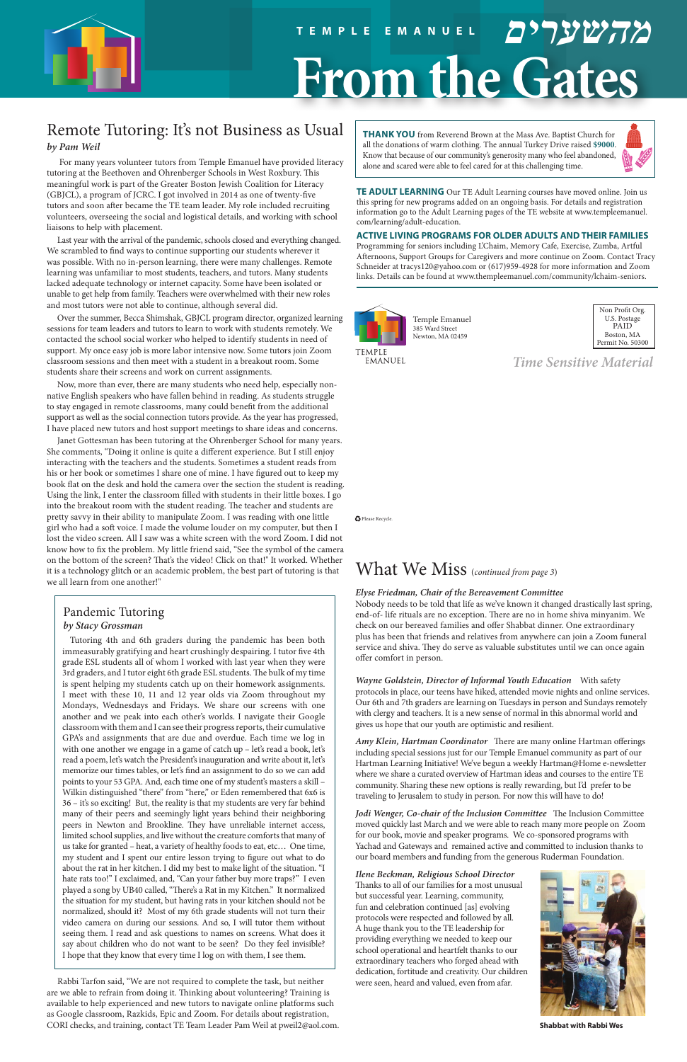# TEMPLE EMANUEL מהשערים From the Gates

## Remote Tutoring: It's not Business as Usual

*by Pam Weil*

For many years volunteer tutors from Temple Emanuel have provided literacy tutoring at the Beethoven and Ohrenberger Schools in West Roxbury. This meaningful work is part of the Greater Boston Jewish Coalition for Literacy (GBJCL), a program of JCRC. I got involved in 2014 as one of twenty-five tutors and soon after became the TE team leader. My role included recruiting volunteers, overseeing the social and logistical details, and working with school liaisons to help with placement.

Last year with the arrival of the pandemic, schools closed and everything changed. We scrambled to find ways to continue supporting our students wherever it was possible. With no in-person learning, there were many challenges. Remote learning was unfamiliar to most students, teachers, and tutors. Many students lacked adequate technology or internet capacity. Some have been isolated or unable to get help from family. Teachers were overwhelmed with their new roles and most tutors were not able to continue, although several did.

Over the summer, Becca Shimshak, GBJCL program director, organized learning sessions for team leaders and tutors to learn to work with students remotely. We contacted the school social worker who helped to identify students in need of support. My once easy job is more labor intensive now. Some tutors join Zoom classroom sessions and then meet with a student in a breakout room. Some students share their screens and work on current assignments.

Now, more than ever, there are many students who need help, especially non-native English speakers who have fallen behind in reading. As students struggle to stay engaged in remote classrooms, many could benefit from the additional support as well as the social connection tutors provide. As the year has progressed, I have placed new tutors and host support meetings to share ideas and concerns.

Janet Gottesman has been tutoring at the Ohrenberger School for many years. She comments, "Doing it online is quite a different experience. But I still enjoy interacting with the teachers and the students. Sometimes a student reads from his or her book or sometimes I share one of mine. I have figured out to keep my book flat on the desk and hold the camera over the section the student is reading. Using the link, I enter the classroom filled with students in their little boxes. I go into the breakout room with the student reading. The teacher and students are pretty savvy in their ability to manipulate Zoom. I was reading with one little girl who had a soft voice. I made the volume louder on my computer, but then I lost the video screen. All I saw was a white screen with the word Zoom. I did not know how to fix the problem. My little friend said, "See the symbol of the camera on the bottom of the screen? That's the video! Click on that!" It worked. Whether it is a technology glitch or an academic problem, the best part of tutoring is that we all learn from one another!"

### Pandemic Tutoring

*by Stacy Grossman*

Tutoring 4th and 6th graders during the pandemic has been both immeasurably gratifying and heart crushingly despairing. I tutor five 4th grade ESL students all of whom I worked with last year when they were 3rd graders, and I tutor eight 6th grade ESL students. The bulk of my time is spent helping my students catch up on their homework assignments. I meet with these 10, 11 and 12 year olds via Zoom throughout my Mondays, Wednesdays and Fridays. We share our screens with one another and we peak into each other's worlds. I navigate their Google classroom with them and I can see their progress reports, their cumulative GPA's and assignments that are due and overdue. Each time we log in with one another we engage in a game of catch up – let's read a book, let's read a poem, let's watch the President's inauguration and write about it, let's memorize our times tables, or let's find an assignment to do so we can add points to your 53 GPA. And, each time one of my student's masters a skill – Wilkin distinguished "there" from "here," or Eden remembered that 6x6 is 36 – it's so exciting! But, the reality is that my students are very far behind many of their peers and seemingly light years behind their neighboring peers in Newton and Brookline. They have unreliable internet access, limited school supplies, and live without the creature comforts that many of us take for granted – heat, a variety of healthy foods to eat, etc… One time, my student and I spent our entire lesson trying to figure out what to do about the rat in her kitchen. I did my best to make light of the situation. "I hate rats too!" I exclaimed, and, "Can your father buy more traps?" I even played a song by UB40 called, "There's a Rat in my Kitchen." It normalized the situation for my student, but having rats in your kitchen should not be normalized, should it? Most of my 6th grade students will not turn their video camera on during our sessions. And so, I will tutor them without seeing them. I read and ask questions to names on screens. What does it say about children who do not want to be seen? Do they feel invisible? I hope that they know that every time I log on with them, I see them.

Rabbi Tarfon said, "We are not required to complete the task, but neither are we able to refrain from doing it. Thinking about volunteering? Training is available to help experienced and new tutors to navigate online platforms such as Google classroom, Razkids, Epic and Zoom. For details about registration, CORI checks, and training, contact TE Team Leader Pam Weil at pweil2@aol.com.

---

**THANK YOU** from Reverend Brown at the Mass Ave. Baptist Church for all the donations of warm clothing. The annual Turkey Drive raised **$9000**. Know that because of our community's generosity many who feel abandoned, alone and scared were able to feel cared for at this challenging time.

**TE ADULT LEARNING** Our TE Adult Learning courses have moved online. Join us this spring for new programs added on an ongoing basis. For details and registration information go to the Adult Learning pages of the TE website at www.templeemanuel.com/learning/adult-education.

**ACTIVE LIVING PROGRAMS FOR OLDER ADULTS AND THEIR FAMILIES** Programming for seniors including L'Chaim, Memory Cafe, Exercise, Zumba, Artful Afternoons, Support Groups for Caregivers and more continue on Zoom. Contact Tracy Schneider at tracys120@yahoo.com or (617)959-4928 for more information and Zoom links. Details can be found at www.thempleemanuel.com/community/lchaim-seniors.

---

TEMPLE EMANUEL

Temple Emanuel
385 Ward Street
Newton, MA 02459

Non Profit Org.
U.S. Postage
PAID
Boston, MA
Permit No. 50300

*Time Sensitive Material*

Please Recycle

---

## What We Miss *(continued from page 3)*

***Elyse Friedman, Chair of the Bereavement Committee***
Nobody needs to be told that life as we've known it changed drastically last spring, end-of- life rituals are no exception. There are no in home shiva minyanim. We check on our bereaved families and offer Shabbat dinner. One extraordinary plus has been that friends and relatives from anywhere can join a Zoom funeral service and shiva. They do serve as valuable substitutes until we can once again offer comfort in person.

***Wayne Goldstein, Director of Informal Youth Education*** With safety protocols in place, our teens have hiked, attended movie nights and online services. Our 6th and 7th graders are learning on Tuesdays in person and Sundays remotely with clergy and teachers. It is a new sense of normal in this abnormal world and gives us hope that our youth are optimistic and resilient.

***Amy Klein, Hartman Coordinator*** There are many online Hartman offerings including special sessions just for our Temple Emanuel community as part of our Hartman Learning Initiative! We've begun a weekly Hartman@Home e-newsletter where we share a curated overview of Hartman ideas and courses to the entire TE community. Sharing these new options is really rewarding, but I'd prefer to be traveling to Jerusalem to study in person. For now this will have to do!

***Jodi Wenger, Co-chair of the Inclusion Committee*** The Inclusion Committee moved quickly last March and we were able to reach many more people on Zoom for our book, movie and speaker programs. We co-sponsored programs with Yachad and Gateways and remained active and committed to inclusion thanks to our board members and funding from the generous Ruderman Foundation.

***Ilene Beckman, Religious School Director***
Thanks to all of our families for a most unusual but successful year. Learning, community, fun and celebration continued [as] evolving protocols were respected and followed by all. A huge thank you to the TE leadership for providing everything we needed to keep our school operational and heartfelt thanks to our extraordinary teachers who forged ahead with dedication, fortitude and creativity. Our children were seen, heard and valued, even from afar.

**Shabbat with Rabbi Wes**